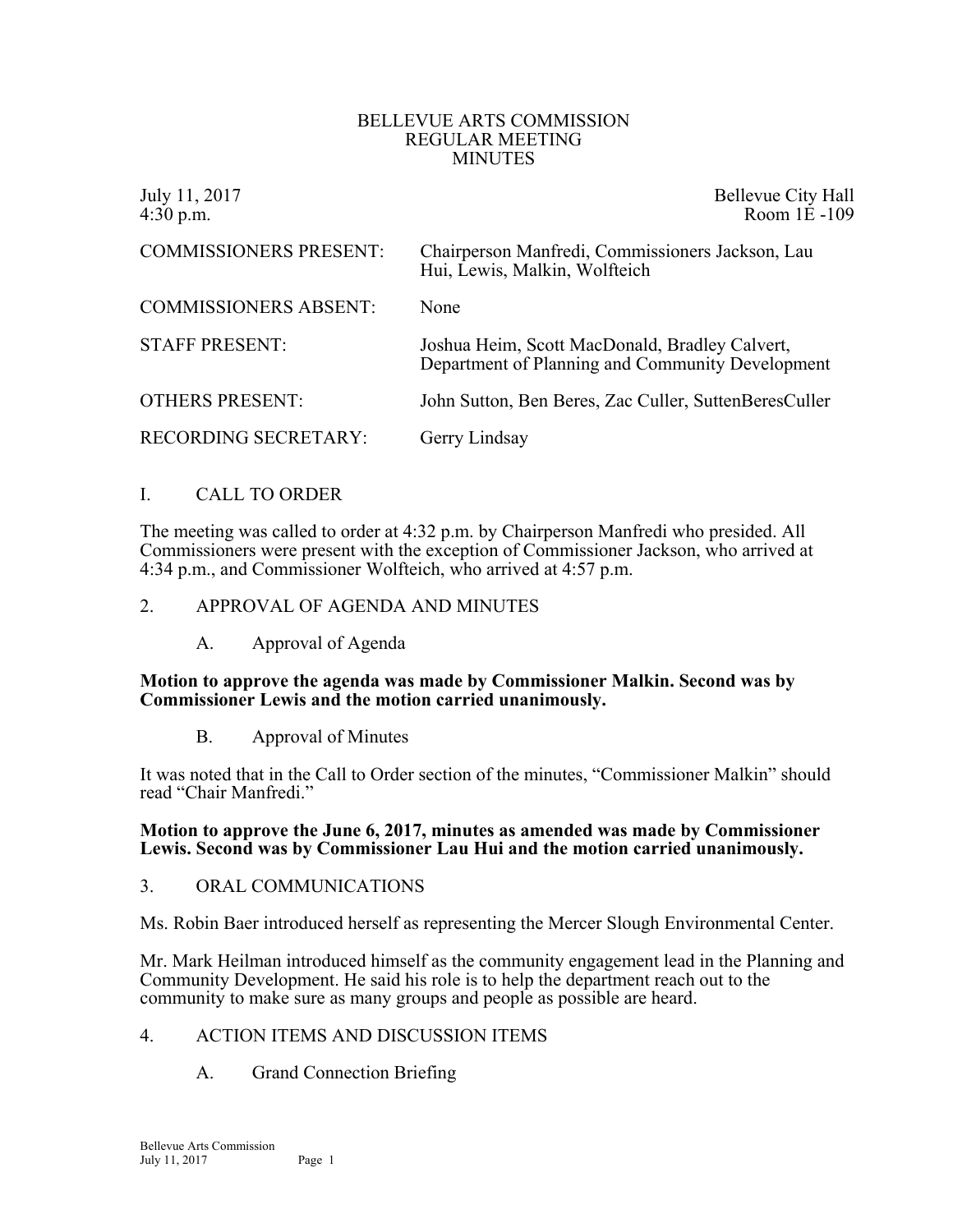# BELLEVUE ARTS COMMISSION
## REGULAR MEETING
## MINUTES

July 11, 2017 Bellevue City Hall
4:30 p.m. Room 1E -109

| | |
|---|---|
| COMMISSIONERS PRESENT: | Chairperson Manfredi, Commissioners Jackson, Lau Hui, Lewis, Malkin, Wolfteich |
| COMMISSIONERS ABSENT: | None |
| STAFF PRESENT: | Joshua Heim, Scott MacDonald, Bradley Calvert, Department of Planning and Community Development |
| OTHERS PRESENT: | John Sutton, Ben Beres, Zac Culler, SuttenBeresCuller |
| RECORDING SECRETARY: | Gerry Lindsay |

## I. CALL TO ORDER

The meeting was called to order at 4:32 p.m. by Chairperson Manfredi who presided. All Commissioners were present with the exception of Commissioner Jackson, who arrived at 4:34 p.m., and Commissioner Wolfteich, who arrived at 4:57 p.m.

## 2. APPROVAL OF AGENDA AND MINUTES

### A. Approval of Agenda

**Motion to approve the agenda was made by Commissioner Malkin. Second was by Commissioner Lewis and the motion carried unanimously.**

### B. Approval of Minutes

It was noted that in the Call to Order section of the minutes, "Commissioner Malkin" should read "Chair Manfredi."

**Motion to approve the June 6, 2017, minutes as amended was made by Commissioner Lewis. Second was by Commissioner Lau Hui and the motion carried unanimously.**

## 3. ORAL COMMUNICATIONS

Ms. Robin Baer introduced herself as representing the Mercer Slough Environmental Center.

Mr. Mark Heilman introduced himself as the community engagement lead in the Planning and Community Development. He said his role is to help the department reach out to the community to make sure as many groups and people as possible are heard.

## 4. ACTION ITEMS AND DISCUSSION ITEMS

### A. Grand Connection Briefing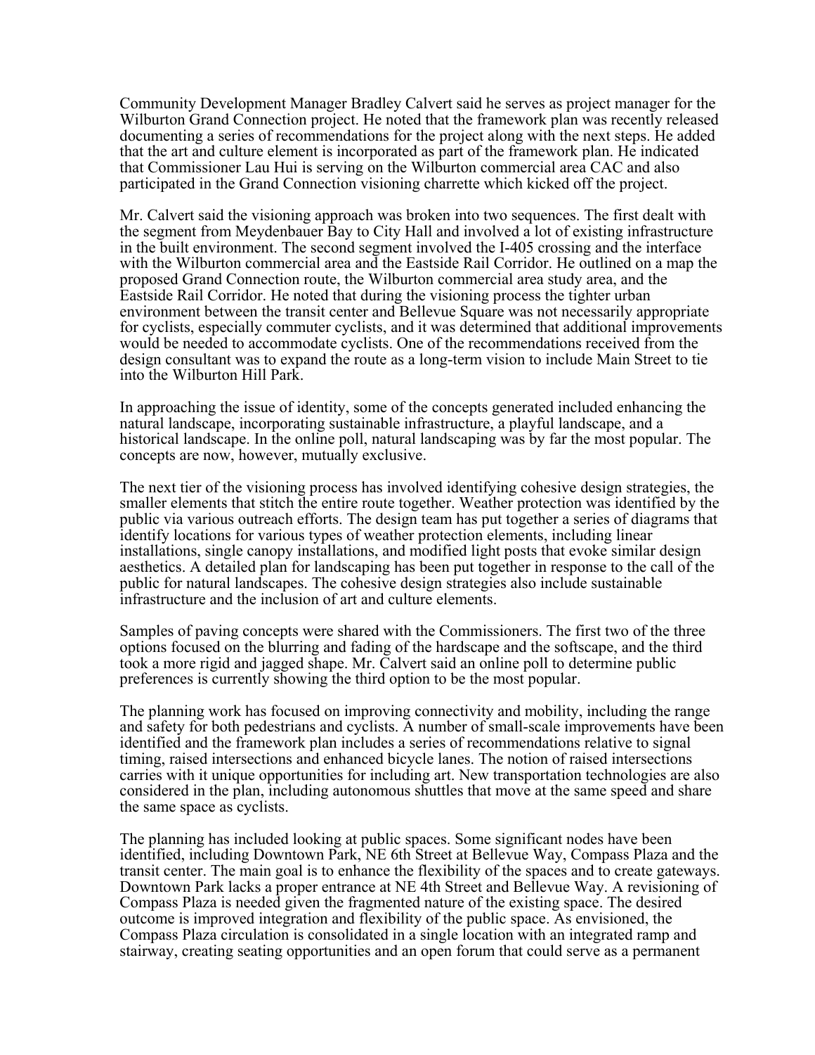Community Development Manager Bradley Calvert said he serves as project manager for the Wilburton Grand Connection project. He noted that the framework plan was recently released documenting a series of recommendations for the project along with the next steps. He added that the art and culture element is incorporated as part of the framework plan. He indicated that Commissioner Lau Hui is serving on the Wilburton commercial area CAC and also participated in the Grand Connection visioning charrette which kicked off the project.

Mr. Calvert said the visioning approach was broken into two sequences. The first dealt with the segment from Meydenbauer Bay to City Hall and involved a lot of existing infrastructure in the built environment. The second segment involved the I-405 crossing and the interface with the Wilburton commercial area and the Eastside Rail Corridor. He outlined on a map the proposed Grand Connection route, the Wilburton commercial area study area, and the Eastside Rail Corridor. He noted that during the visioning process the tighter urban environment between the transit center and Bellevue Square was not necessarily appropriate for cyclists, especially commuter cyclists, and it was determined that additional improvements would be needed to accommodate cyclists. One of the recommendations received from the design consultant was to expand the route as a long-term vision to include Main Street to tie into the Wilburton Hill Park.

In approaching the issue of identity, some of the concepts generated included enhancing the natural landscape, incorporating sustainable infrastructure, a playful landscape, and a historical landscape. In the online poll, natural landscaping was by far the most popular. The concepts are now, however, mutually exclusive.

The next tier of the visioning process has involved identifying cohesive design strategies, the smaller elements that stitch the entire route together. Weather protection was identified by the public via various outreach efforts. The design team has put together a series of diagrams that identify locations for various types of weather protection elements, including linear installations, single canopy installations, and modified light posts that evoke similar design aesthetics. A detailed plan for landscaping has been put together in response to the call of the public for natural landscapes. The cohesive design strategies also include sustainable infrastructure and the inclusion of art and culture elements.

Samples of paving concepts were shared with the Commissioners. The first two of the three options focused on the blurring and fading of the hardscape and the softscape, and the third took a more rigid and jagged shape. Mr. Calvert said an online poll to determine public preferences is currently showing the third option to be the most popular.

The planning work has focused on improving connectivity and mobility, including the range and safety for both pedestrians and cyclists. A number of small-scale improvements have been identified and the framework plan includes a series of recommendations relative to signal timing, raised intersections and enhanced bicycle lanes. The notion of raised intersections carries with it unique opportunities for including art. New transportation technologies are also considered in the plan, including autonomous shuttles that move at the same speed and share the same space as cyclists.

The planning has included looking at public spaces. Some significant nodes have been identified, including Downtown Park, NE 6th Street at Bellevue Way, Compass Plaza and the transit center. The main goal is to enhance the flexibility of the spaces and to create gateways. Downtown Park lacks a proper entrance at NE 4th Street and Bellevue Way. A revisioning of Compass Plaza is needed given the fragmented nature of the existing space. The desired outcome is improved integration and flexibility of the public space. As envisioned, the Compass Plaza circulation is consolidated in a single location with an integrated ramp and stairway, creating seating opportunities and an open forum that could serve as a permanent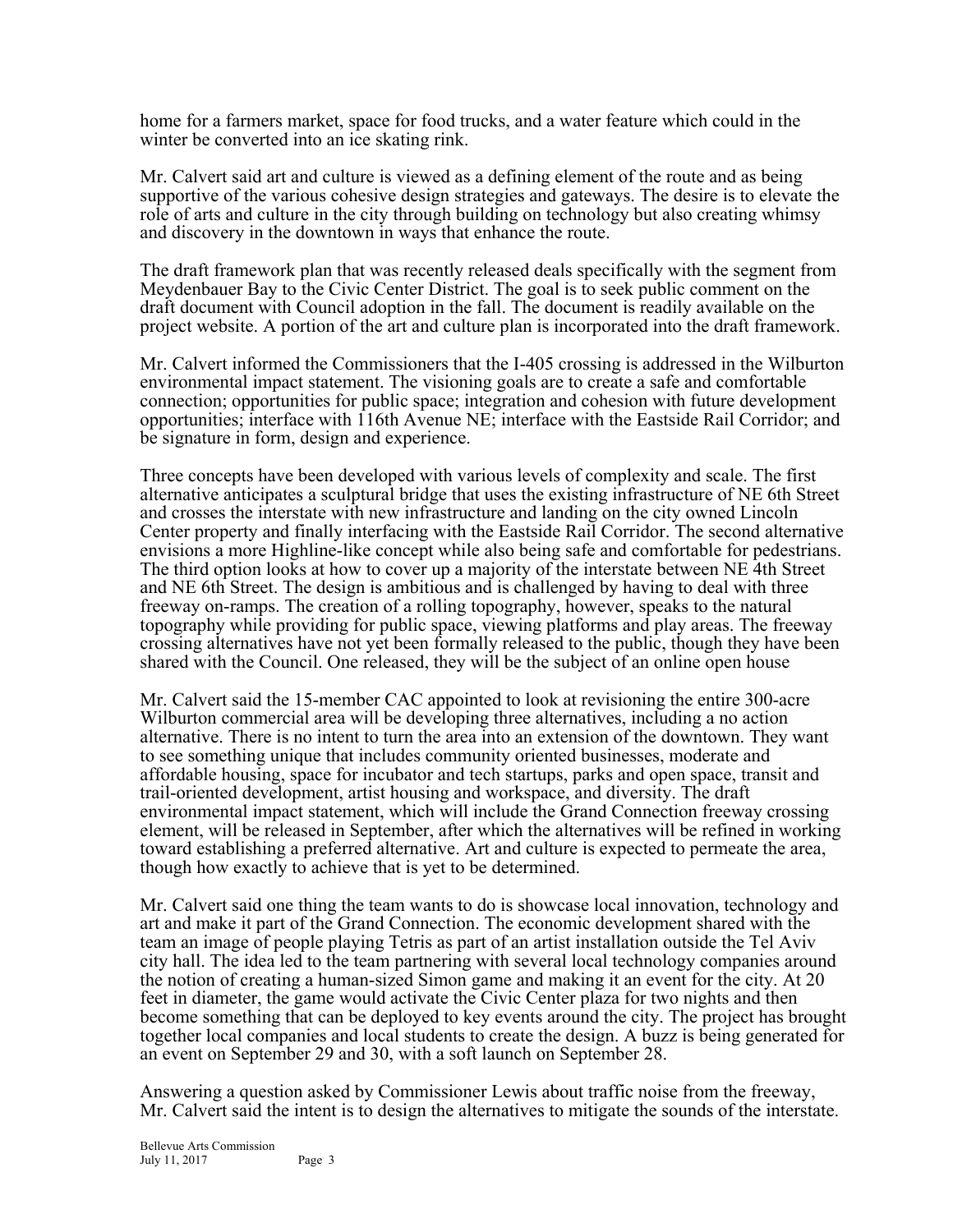home for a farmers market, space for food trucks, and a water feature which could in the winter be converted into an ice skating rink.

Mr. Calvert said art and culture is viewed as a defining element of the route and as being supportive of the various cohesive design strategies and gateways. The desire is to elevate the role of arts and culture in the city through building on technology but also creating whimsy and discovery in the downtown in ways that enhance the route.

The draft framework plan that was recently released deals specifically with the segment from Meydenbauer Bay to the Civic Center District. The goal is to seek public comment on the draft document with Council adoption in the fall. The document is readily available on the project website. A portion of the art and culture plan is incorporated into the draft framework.

Mr. Calvert informed the Commissioners that the I-405 crossing is addressed in the Wilburton environmental impact statement. The visioning goals are to create a safe and comfortable connection; opportunities for public space; integration and cohesion with future development opportunities; interface with 116th Avenue NE; interface with the Eastside Rail Corridor; and be signature in form, design and experience.

Three concepts have been developed with various levels of complexity and scale. The first alternative anticipates a sculptural bridge that uses the existing infrastructure of NE 6th Street and crosses the interstate with new infrastructure and landing on the city owned Lincoln Center property and finally interfacing with the Eastside Rail Corridor. The second alternative envisions a more Highline-like concept while also being safe and comfortable for pedestrians. The third option looks at how to cover up a majority of the interstate between NE 4th Street and NE 6th Street. The design is ambitious and is challenged by having to deal with three freeway on-ramps. The creation of a rolling topography, however, speaks to the natural topography while providing for public space, viewing platforms and play areas. The freeway crossing alternatives have not yet been formally released to the public, though they have been shared with the Council. One released, they will be the subject of an online open house

Mr. Calvert said the 15-member CAC appointed to look at revisioning the entire 300-acre Wilburton commercial area will be developing three alternatives, including a no action alternative. There is no intent to turn the area into an extension of the downtown. They want to see something unique that includes community oriented businesses, moderate and affordable housing, space for incubator and tech startups, parks and open space, transit and trail-oriented development, artist housing and workspace, and diversity. The draft environmental impact statement, which will include the Grand Connection freeway crossing element, will be released in September, after which the alternatives will be refined in working toward establishing a preferred alternative. Art and culture is expected to permeate the area, though how exactly to achieve that is yet to be determined.

Mr. Calvert said one thing the team wants to do is showcase local innovation, technology and art and make it part of the Grand Connection. The economic development shared with the team an image of people playing Tetris as part of an artist installation outside the Tel Aviv city hall. The idea led to the team partnering with several local technology companies around the notion of creating a human-sized Simon game and making it an event for the city. At 20 feet in diameter, the game would activate the Civic Center plaza for two nights and then become something that can be deployed to key events around the city. The project has brought together local companies and local students to create the design. A buzz is being generated for an event on September 29 and 30, with a soft launch on September 28.

Answering a question asked by Commissioner Lewis about traffic noise from the freeway, Mr. Calvert said the intent is to design the alternatives to mitigate the sounds of the interstate.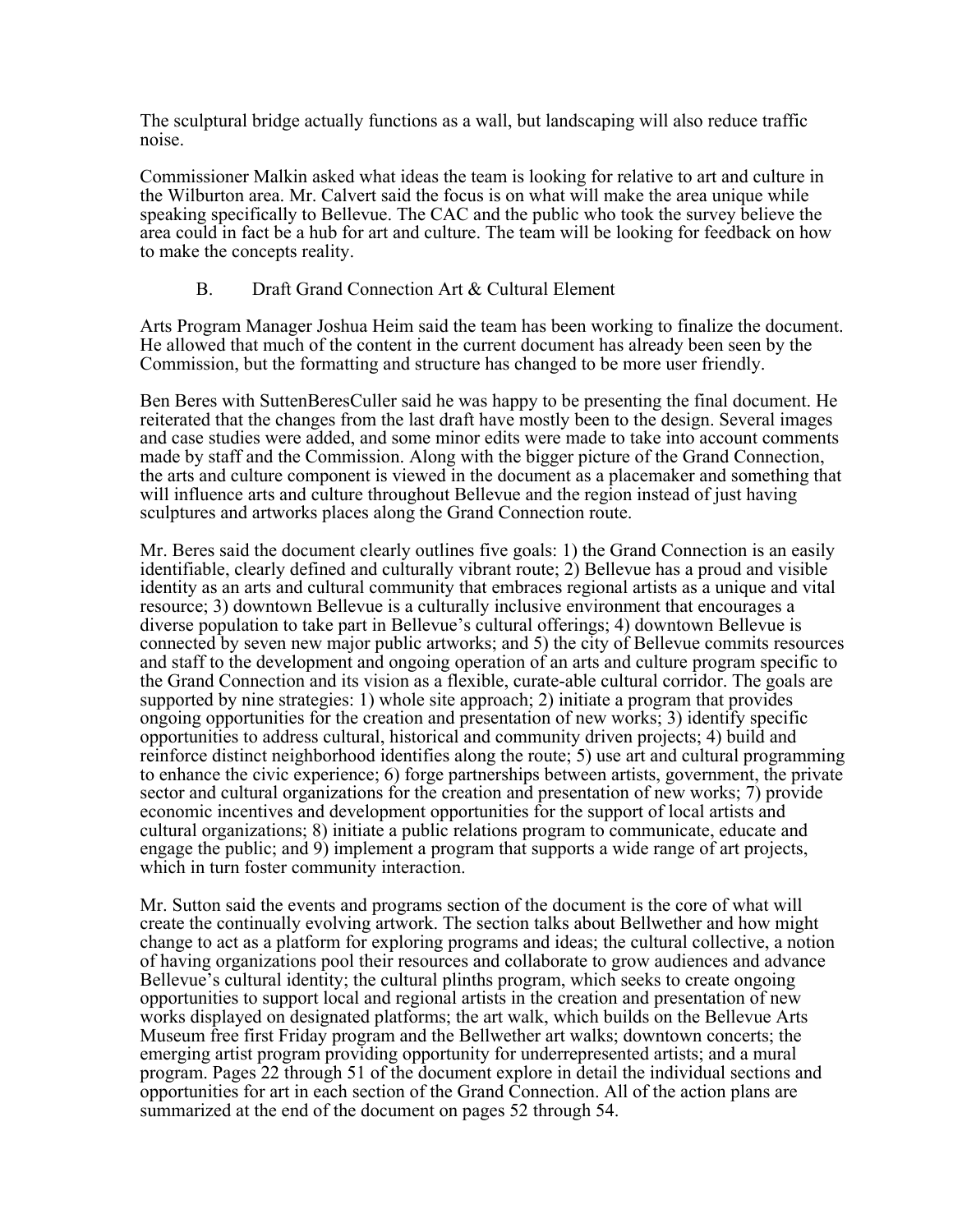The sculptural bridge actually functions as a wall, but landscaping will also reduce traffic noise.

Commissioner Malkin asked what ideas the team is looking for relative to art and culture in the Wilburton area. Mr. Calvert said the focus is on what will make the area unique while speaking specifically to Bellevue. The CAC and the public who took the survey believe the area could in fact be a hub for art and culture. The team will be looking for feedback on how to make the concepts reality.

B. Draft Grand Connection Art & Cultural Element

Arts Program Manager Joshua Heim said the team has been working to finalize the document. He allowed that much of the content in the current document has already been seen by the Commission, but the formatting and structure has changed to be more user friendly.

Ben Beres with SuttenBeresCuller said he was happy to be presenting the final document. He reiterated that the changes from the last draft have mostly been to the design. Several images and case studies were added, and some minor edits were made to take into account comments made by staff and the Commission. Along with the bigger picture of the Grand Connection, the arts and culture component is viewed in the document as a placemaker and something that will influence arts and culture throughout Bellevue and the region instead of just having sculptures and artworks places along the Grand Connection route.

Mr. Beres said the document clearly outlines five goals: 1) the Grand Connection is an easily identifiable, clearly defined and culturally vibrant route; 2) Bellevue has a proud and visible identity as an arts and cultural community that embraces regional artists as a unique and vital resource; 3) downtown Bellevue is a culturally inclusive environment that encourages a diverse population to take part in Bellevue's cultural offerings; 4) downtown Bellevue is connected by seven new major public artworks; and 5) the city of Bellevue commits resources and staff to the development and ongoing operation of an arts and culture program specific to the Grand Connection and its vision as a flexible, curate-able cultural corridor. The goals are supported by nine strategies: 1) whole site approach; 2) initiate a program that provides ongoing opportunities for the creation and presentation of new works; 3) identify specific opportunities to address cultural, historical and community driven projects; 4) build and reinforce distinct neighborhood identifies along the route; 5) use art and cultural programming to enhance the civic experience; 6) forge partnerships between artists, government, the private sector and cultural organizations for the creation and presentation of new works; 7) provide economic incentives and development opportunities for the support of local artists and cultural organizations; 8) initiate a public relations program to communicate, educate and engage the public; and 9) implement a program that supports a wide range of art projects, which in turn foster community interaction.

Mr. Sutton said the events and programs section of the document is the core of what will create the continually evolving artwork. The section talks about Bellwether and how might change to act as a platform for exploring programs and ideas; the cultural collective, a notion of having organizations pool their resources and collaborate to grow audiences and advance Bellevue's cultural identity; the cultural plinths program, which seeks to create ongoing opportunities to support local and regional artists in the creation and presentation of new works displayed on designated platforms; the art walk, which builds on the Bellevue Arts Museum free first Friday program and the Bellwether art walks; downtown concerts; the emerging artist program providing opportunity for underrepresented artists; and a mural program. Pages 22 through 51 of the document explore in detail the individual sections and opportunities for art in each section of the Grand Connection. All of the action plans are summarized at the end of the document on pages 52 through 54.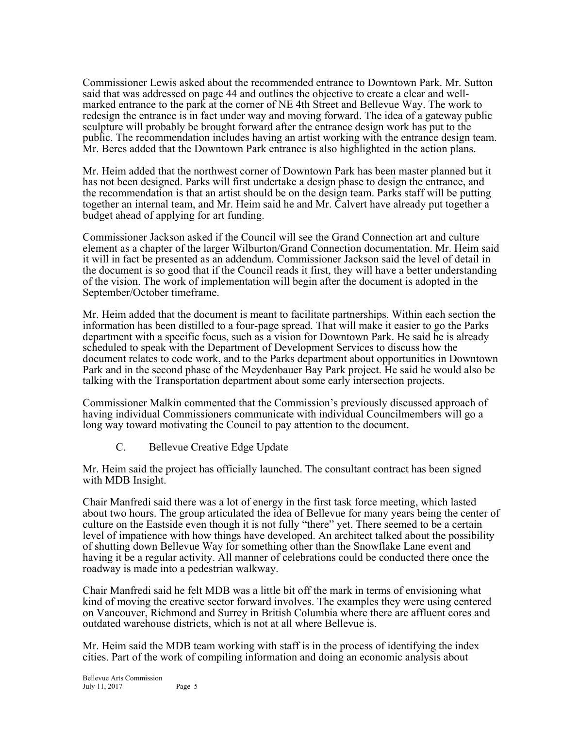Commissioner Lewis asked about the recommended entrance to Downtown Park. Mr. Sutton said that was addressed on page 44 and outlines the objective to create a clear and well-marked entrance to the park at the corner of NE 4th Street and Bellevue Way. The work to redesign the entrance is in fact under way and moving forward. The idea of a gateway public sculpture will probably be brought forward after the entrance design work has put to the public. The recommendation includes having an artist working with the entrance design team. Mr. Beres added that the Downtown Park entrance is also highlighted in the action plans.

Mr. Heim added that the northwest corner of Downtown Park has been master planned but it has not been designed. Parks will first undertake a design phase to design the entrance, and the recommendation is that an artist should be on the design team. Parks staff will be putting together an internal team, and Mr. Heim said he and Mr. Calvert have already put together a budget ahead of applying for art funding.

Commissioner Jackson asked if the Council will see the Grand Connection art and culture element as a chapter of the larger Wilburton/Grand Connection documentation. Mr. Heim said it will in fact be presented as an addendum. Commissioner Jackson said the level of detail in the document is so good that if the Council reads it first, they will have a better understanding of the vision. The work of implementation will begin after the document is adopted in the September/October timeframe.

Mr. Heim added that the document is meant to facilitate partnerships. Within each section the information has been distilled to a four-page spread. That will make it easier to go the Parks department with a specific focus, such as a vision for Downtown Park. He said he is already scheduled to speak with the Department of Development Services to discuss how the document relates to code work, and to the Parks department about opportunities in Downtown Park and in the second phase of the Meydenbauer Bay Park project. He said he would also be talking with the Transportation department about some early intersection projects.

Commissioner Malkin commented that the Commission's previously discussed approach of having individual Commissioners communicate with individual Councilmembers will go a long way toward motivating the Council to pay attention to the document.

C. Bellevue Creative Edge Update

Mr. Heim said the project has officially launched. The consultant contract has been signed with MDB Insight.

Chair Manfredi said there was a lot of energy in the first task force meeting, which lasted about two hours. The group articulated the idea of Bellevue for many years being the center of culture on the Eastside even though it is not fully "there" yet. There seemed to be a certain level of impatience with how things have developed. An architect talked about the possibility of shutting down Bellevue Way for something other than the Snowflake Lane event and having it be a regular activity. All manner of celebrations could be conducted there once the roadway is made into a pedestrian walkway.

Chair Manfredi said he felt MDB was a little bit off the mark in terms of envisioning what kind of moving the creative sector forward involves. The examples they were using centered on Vancouver, Richmond and Surrey in British Columbia where there are affluent cores and outdated warehouse districts, which is not at all where Bellevue is.

Mr. Heim said the MDB team working with staff is in the process of identifying the index cities. Part of the work of compiling information and doing an economic analysis about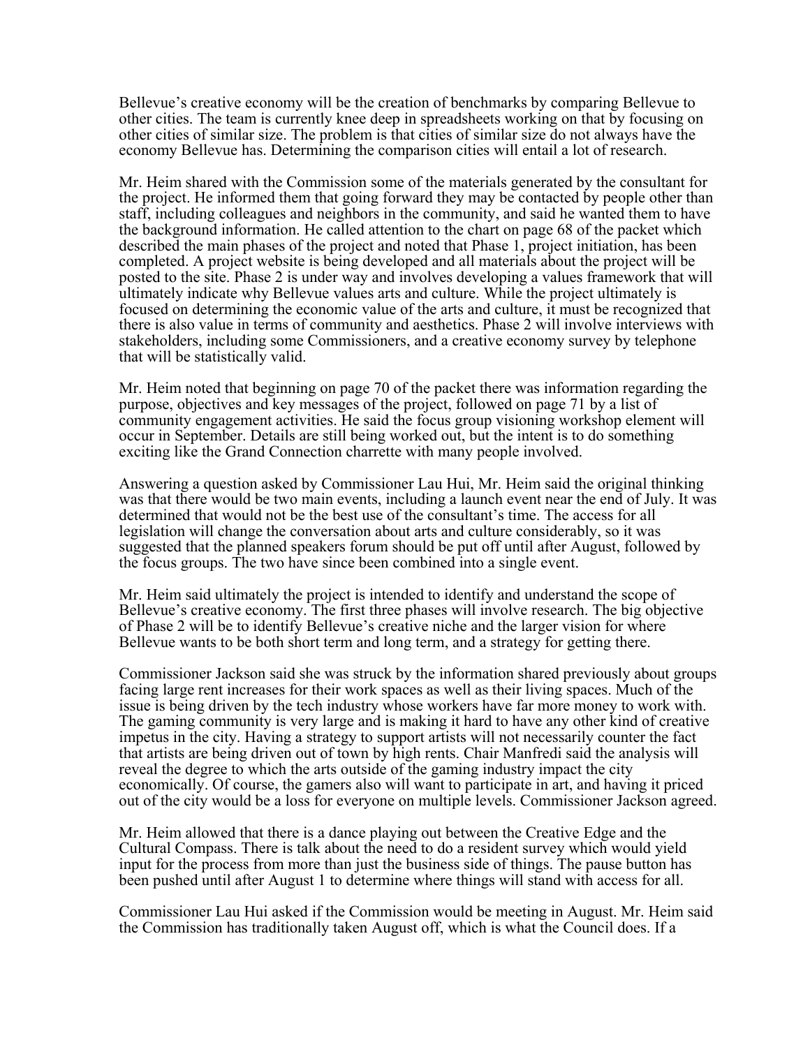Bellevue's creative economy will be the creation of benchmarks by comparing Bellevue to other cities. The team is currently knee deep in spreadsheets working on that by focusing on other cities of similar size. The problem is that cities of similar size do not always have the economy Bellevue has. Determining the comparison cities will entail a lot of research.

Mr. Heim shared with the Commission some of the materials generated by the consultant for the project. He informed them that going forward they may be contacted by people other than staff, including colleagues and neighbors in the community, and said he wanted them to have the background information. He called attention to the chart on page 68 of the packet which described the main phases of the project and noted that Phase 1, project initiation, has been completed. A project website is being developed and all materials about the project will be posted to the site. Phase 2 is under way and involves developing a values framework that will ultimately indicate why Bellevue values arts and culture. While the project ultimately is focused on determining the economic value of the arts and culture, it must be recognized that there is also value in terms of community and aesthetics. Phase 2 will involve interviews with stakeholders, including some Commissioners, and a creative economy survey by telephone that will be statistically valid.

Mr. Heim noted that beginning on page 70 of the packet there was information regarding the purpose, objectives and key messages of the project, followed on page 71 by a list of community engagement activities. He said the focus group visioning workshop element will occur in September. Details are still being worked out, but the intent is to do something exciting like the Grand Connection charrette with many people involved.

Answering a question asked by Commissioner Lau Hui, Mr. Heim said the original thinking was that there would be two main events, including a launch event near the end of July. It was determined that would not be the best use of the consultant's time. The access for all legislation will change the conversation about arts and culture considerably, so it was suggested that the planned speakers forum should be put off until after August, followed by the focus groups. The two have since been combined into a single event.

Mr. Heim said ultimately the project is intended to identify and understand the scope of Bellevue's creative economy. The first three phases will involve research. The big objective of Phase 2 will be to identify Bellevue's creative niche and the larger vision for where Bellevue wants to be both short term and long term, and a strategy for getting there.

Commissioner Jackson said she was struck by the information shared previously about groups facing large rent increases for their work spaces as well as their living spaces. Much of the issue is being driven by the tech industry whose workers have far more money to work with. The gaming community is very large and is making it hard to have any other kind of creative impetus in the city. Having a strategy to support artists will not necessarily counter the fact that artists are being driven out of town by high rents. Chair Manfredi said the analysis will reveal the degree to which the arts outside of the gaming industry impact the city economically. Of course, the gamers also will want to participate in art, and having it priced out of the city would be a loss for everyone on multiple levels. Commissioner Jackson agreed.

Mr. Heim allowed that there is a dance playing out between the Creative Edge and the Cultural Compass. There is talk about the need to do a resident survey which would yield input for the process from more than just the business side of things. The pause button has been pushed until after August 1 to determine where things will stand with access for all.

Commissioner Lau Hui asked if the Commission would be meeting in August. Mr. Heim said the Commission has traditionally taken August off, which is what the Council does. If a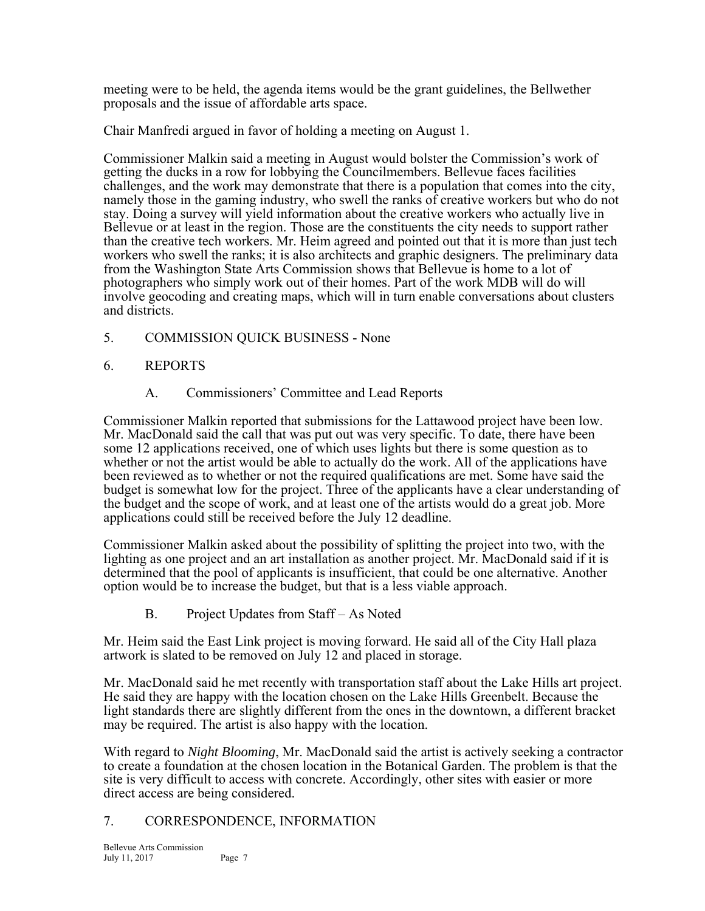meeting were to be held, the agenda items would be the grant guidelines, the Bellwether proposals and the issue of affordable arts space.

Chair Manfredi argued in favor of holding a meeting on August 1.

Commissioner Malkin said a meeting in August would bolster the Commission's work of getting the ducks in a row for lobbying the Councilmembers. Bellevue faces facilities challenges, and the work may demonstrate that there is a population that comes into the city, namely those in the gaming industry, who swell the ranks of creative workers but who do not stay. Doing a survey will yield information about the creative workers who actually live in Bellevue or at least in the region. Those are the constituents the city needs to support rather than the creative tech workers. Mr. Heim agreed and pointed out that it is more than just tech workers who swell the ranks; it is also architects and graphic designers. The preliminary data from the Washington State Arts Commission shows that Bellevue is home to a lot of photographers who simply work out of their homes. Part of the work MDB will do will involve geocoding and creating maps, which will in turn enable conversations about clusters and districts.

5. COMMISSION QUICK BUSINESS - None

6. REPORTS

A. Commissioners' Committee and Lead Reports

Commissioner Malkin reported that submissions for the Lattawood project have been low. Mr. MacDonald said the call that was put out was very specific. To date, there have been some 12 applications received, one of which uses lights but there is some question as to whether or not the artist would be able to actually do the work. All of the applications have been reviewed as to whether or not the required qualifications are met. Some have said the budget is somewhat low for the project. Three of the applicants have a clear understanding of the budget and the scope of work, and at least one of the artists would do a great job. More applications could still be received before the July 12 deadline.

Commissioner Malkin asked about the possibility of splitting the project into two, with the lighting as one project and an art installation as another project. Mr. MacDonald said if it is determined that the pool of applicants is insufficient, that could be one alternative. Another option would be to increase the budget, but that is a less viable approach.

B. Project Updates from Staff – As Noted

Mr. Heim said the East Link project is moving forward. He said all of the City Hall plaza artwork is slated to be removed on July 12 and placed in storage.

Mr. MacDonald said he met recently with transportation staff about the Lake Hills art project. He said they are happy with the location chosen on the Lake Hills Greenbelt. Because the light standards there are slightly different from the ones in the downtown, a different bracket may be required. The artist is also happy with the location.

With regard to *Night Blooming*, Mr. MacDonald said the artist is actively seeking a contractor to create a foundation at the chosen location in the Botanical Garden. The problem is that the site is very difficult to access with concrete. Accordingly, other sites with easier or more direct access are being considered.

7. CORRESPONDENCE, INFORMATION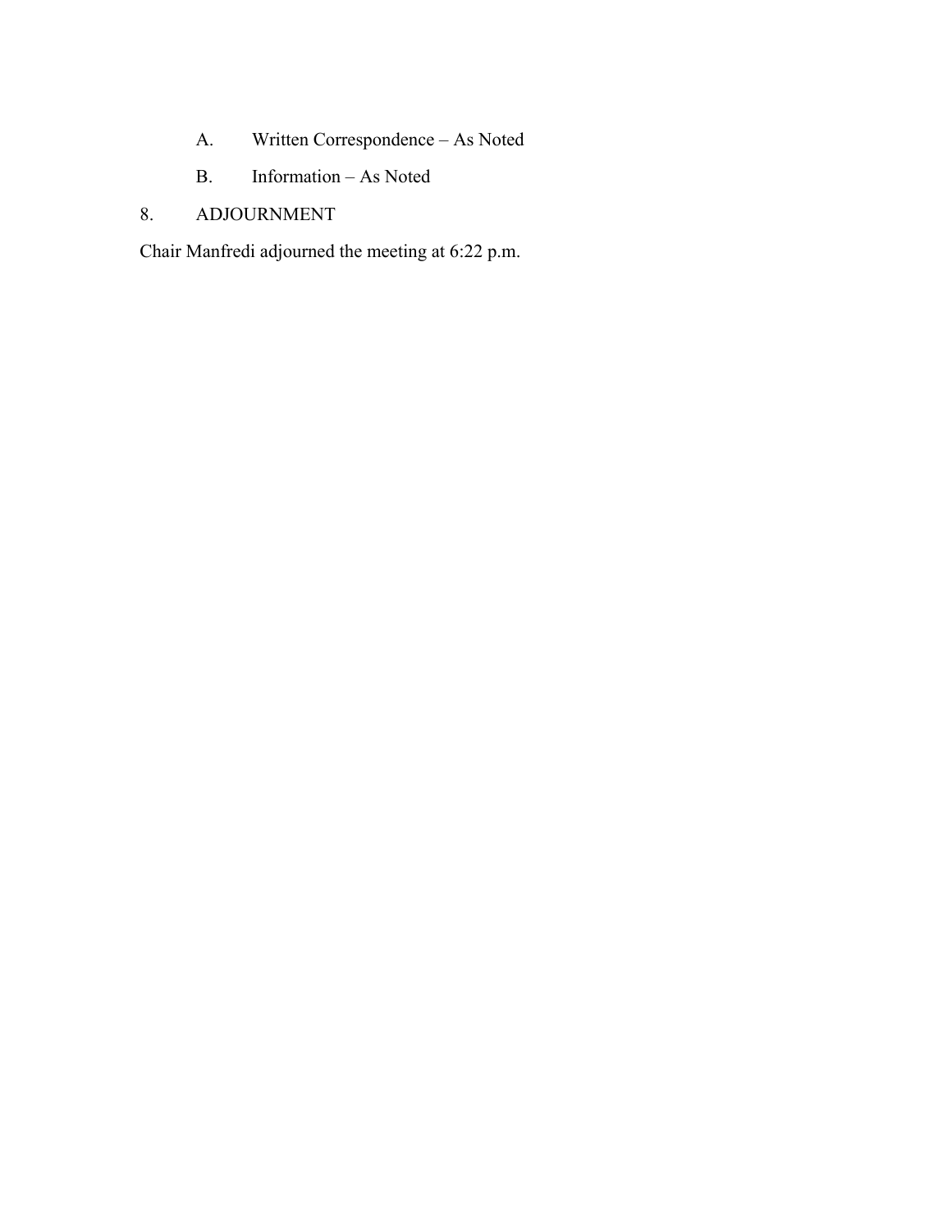A. Written Correspondence – As Noted

B. Information – As Noted

8. ADJOURNMENT

Chair Manfredi adjourned the meeting at 6:22 p.m.